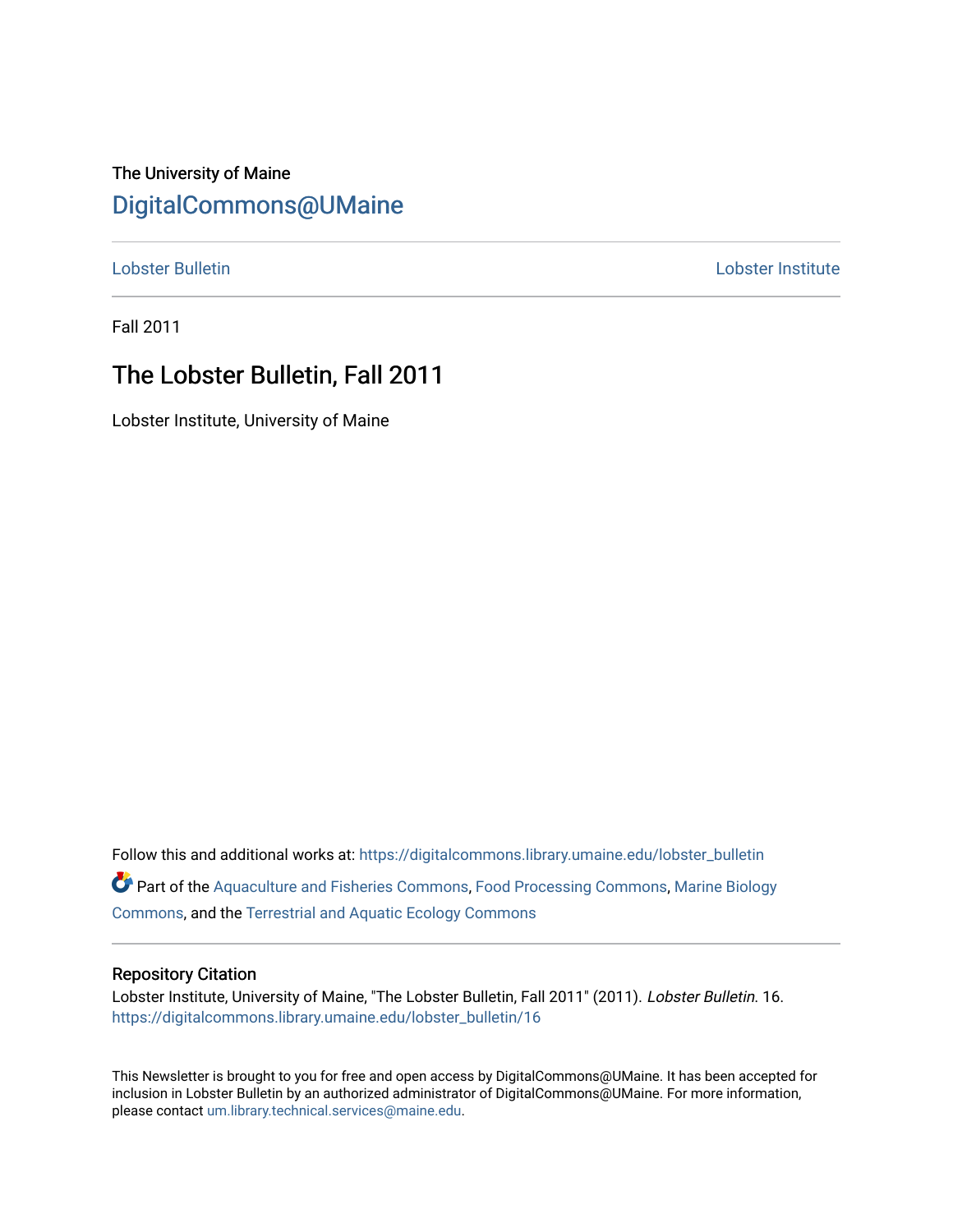The University of Maine

DigitalCommons@UMaine

Lobster Bulletin | Lobster Institute

Fall 2011

# The Lobster Bulletin, Fall 2011

Lobster Institute, University of Maine

Follow this and additional works at: https://digitalcommons.library.umaine.edu/lobster_bulletin

Part of the Aquaculture and Fisheries Commons, Food Processing Commons, Marine Biology Commons, and the Terrestrial and Aquatic Ecology Commons

## Repository Citation

Lobster Institute, University of Maine, "The Lobster Bulletin, Fall 2011" (2011). *Lobster Bulletin*. 16.
https://digitalcommons.library.umaine.edu/lobster_bulletin/16

This Newsletter is brought to you for free and open access by DigitalCommons@UMaine. It has been accepted for inclusion in Lobster Bulletin by an authorized administrator of DigitalCommons@UMaine. For more information, please contact um.library.technical.services@maine.edu.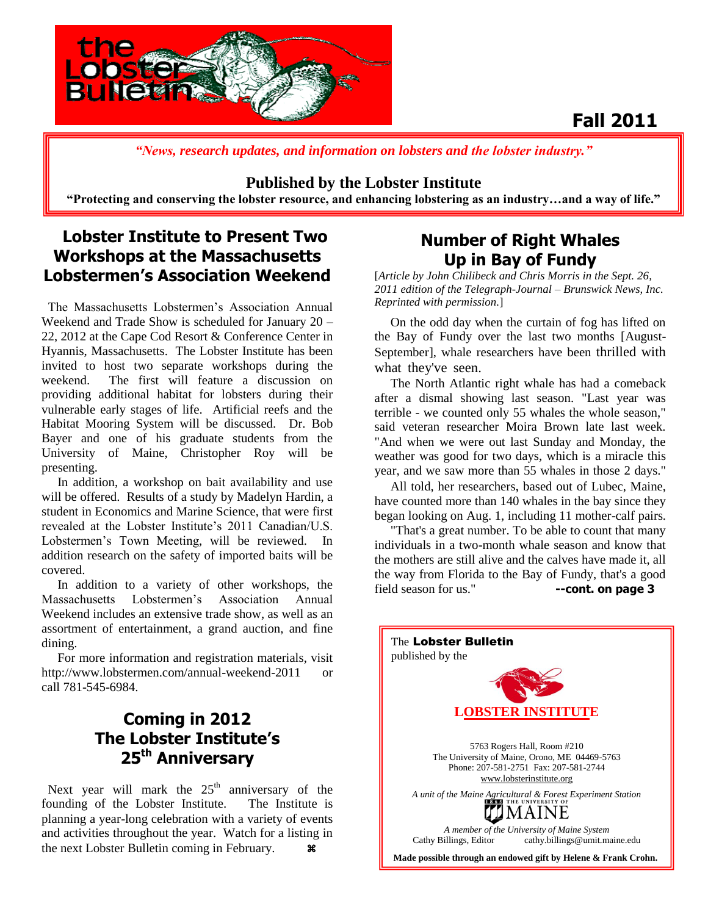# the Lobster Bulletin

**Fall 2011**

*"News, research updates, and information on lobsters and the lobster industry."*

**Published by the Lobster Institute**

**"Protecting and conserving the lobster resource, and enhancing lobstering as an industry…and a way of life."**

## Lobster Institute to Present Two Workshops at the Massachusetts Lobstermen's Association Weekend

The Massachusetts Lobstermen's Association Annual Weekend and Trade Show is scheduled for January 20 – 22, 2012 at the Cape Cod Resort & Conference Center in Hyannis, Massachusetts. The Lobster Institute has been invited to host two separate workshops during the weekend. The first will feature a discussion on providing additional habitat for lobsters during their vulnerable early stages of life. Artificial reefs and the Habitat Mooring System will be discussed. Dr. Bob Bayer and one of his graduate students from the University of Maine, Christopher Roy will be presenting.

In addition, a workshop on bait availability and use will be offered. Results of a study by Madelyn Hardin, a student in Economics and Marine Science, that were first revealed at the Lobster Institute's 2011 Canadian/U.S. Lobstermen's Town Meeting, will be reviewed. In addition research on the safety of imported baits will be covered.

In addition to a variety of other workshops, the Massachusetts Lobstermen's Association Annual Weekend includes an extensive trade show, as well as an assortment of entertainment, a grand auction, and fine dining.

For more information and registration materials, visit http://www.lobstermen.com/annual-weekend-2011 or call 781-545-6984.

## Coming in 2012 The Lobster Institute's 25th Anniversary

Next year will mark the 25th anniversary of the founding of the Lobster Institute. The Institute is planning a year-long celebration with a variety of events and activities throughout the year. Watch for a listing in the next Lobster Bulletin coming in February. ⌘

## Number of Right Whales Up in Bay of Fundy

[*Article by John Chilibeck and Chris Morris in the Sept. 26, 2011 edition of the Telegraph-Journal – Brunswick News, Inc. Reprinted with permission.*]

On the odd day when the curtain of fog has lifted on the Bay of Fundy over the last two months [August-September], whale researchers have been thrilled with what they've seen.

The North Atlantic right whale has had a comeback after a dismal showing last season. "Last year was terrible - we counted only 55 whales the whole season," said veteran researcher Moira Brown late last week. "And when we were out last Sunday and Monday, the weather was good for two days, which is a miracle this year, and we saw more than 55 whales in those 2 days."

All told, her researchers, based out of Lubec, Maine, have counted more than 140 whales in the bay since they began looking on Aug. 1, including 11 mother-calf pairs.

"That's a great number. To be able to count that many individuals in a two-month whale season and know that the mothers are still alive and the calves have made it, all the way from Florida to the Bay of Fundy, that's a good field season for us." **--cont. on page 3**

---

The **Lobster Bulletin** published by the

**LOBSTER INSTITUTE**

5763 Rogers Hall, Room #210
The University of Maine, Orono, ME 04469-5763
Phone: 207-581-2751 Fax: 207-581-2744
www.lobsterinstitute.org

*A unit of the Maine Agricultural & Forest Experiment Station*

THE UNIVERSITY OF MAINE

*A member of the University of Maine System*

Cathy Billings, Editor cathy.billings@umit.maine.edu

**Made possible through an endowed gift by Helene & Frank Crohn.**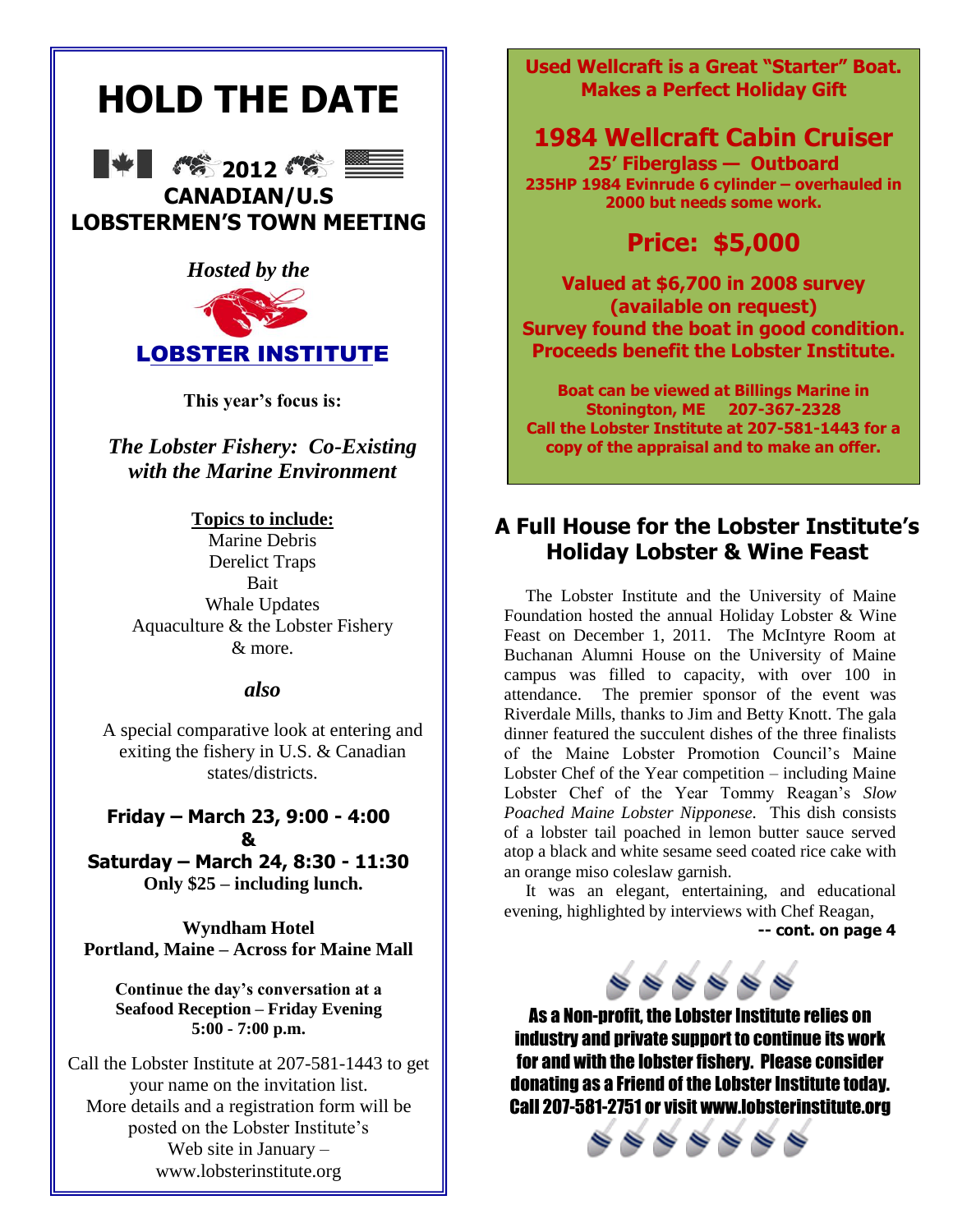# HOLD THE DATE

**2012**

**CANADIAN/U.S LOBSTERMEN'S TOWN MEETING**

*Hosted by the*

**LOBSTER INSTITUTE**

**This year's focus is:**

***The Lobster Fishery: Co-Existing with the Marine Environment***

**Topics to include:**

Marine Debris
Derelict Traps
Bait
Whale Updates
Aquaculture & the Lobster Fishery
& more.

***also***

A special comparative look at entering and exiting the fishery in U.S. & Canadian states/districts.

**Friday – March 23, 9:00 - 4:00**
**&**
**Saturday – March 24, 8:30 - 11:30**
**Only $25 – including lunch.**

**Wyndham Hotel**
**Portland, Maine – Across for Maine Mall**

**Continue the day's conversation at a Seafood Reception – Friday Evening 5:00 - 7:00 p.m.**

Call the Lobster Institute at 207-581-1443 to get your name on the invitation list.
More details and a registration form will be posted on the Lobster Institute's Web site in January – www.lobsterinstitute.org

---

**Used Wellcraft is a Great "Starter" Boat. Makes a Perfect Holiday Gift**

## 1984 Wellcraft Cabin Cruiser

**25' Fiberglass — Outboard**
**235HP 1984 Evinrude 6 cylinder – overhauled in 2000 but needs some work.**

## Price: $5,000

**Valued at $6,700 in 2008 survey (available on request)**
**Survey found the boat in good condition.**
**Proceeds benefit the Lobster Institute.**

**Boat can be viewed at Billings Marine in Stonington, ME 207-367-2328**
**Call the Lobster Institute at 207-581-1443 for a copy of the appraisal and to make an offer.**

---

## A Full House for the Lobster Institute's Holiday Lobster & Wine Feast

The Lobster Institute and the University of Maine Foundation hosted the annual Holiday Lobster & Wine Feast on December 1, 2011. The McIntyre Room at Buchanan Alumni House on the University of Maine campus was filled to capacity, with over 100 in attendance. The premier sponsor of the event was Riverdale Mills, thanks to Jim and Betty Knott. The gala dinner featured the succulent dishes of the three finalists of the Maine Lobster Promotion Council's Maine Lobster Chef of the Year competition – including Maine Lobster Chef of the Year Tommy Reagan's *Slow Poached Maine Lobster Nipponese*. This dish consists of a lobster tail poached in lemon butter sauce served atop a black and white sesame seed coated rice cake with an orange miso coleslaw garnish.

It was an elegant, entertaining, and educational evening, highlighted by interviews with Chef Reagan,

**-- cont. on page 4**

---

**As a Non-profit, the Lobster Institute relies on industry and private support to continue its work for and with the lobster fishery. Please consider donating as a Friend of the Lobster Institute today. Call 207-581-2751 or visit www.lobsterinstitute.org**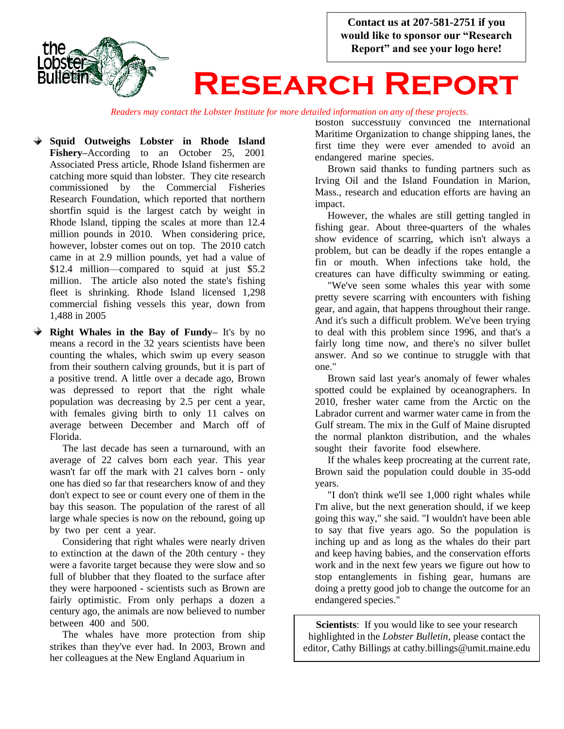Contact us at 207-581-2751 if you would like to sponsor our "Research Report" and see your logo here!

# Research Report

*Readers may contact the Lobster Institute for more detailed information on any of these projects.*

- **Squid Outweighs Lobster in Rhode Island Fishery**–According to an October 25, 2001 Associated Press article, Rhode Island fishermen are catching more squid than lobster. They cite research commissioned by the Commercial Fisheries Research Foundation, which reported that northern shortfin squid is the largest catch by weight in Rhode Island, tipping the scales at more than 12.4 million pounds in 2010. When considering price, however, lobster comes out on top. The 2010 catch came in at 2.9 million pounds, yet had a value of $12.4 million—compared to squid at just $5.2 million. The article also noted the state's fishing fleet is shrinking. Rhode Island licensed 1,298 commercial fishing vessels this year, down from 1,488 in 2005

- **Right Whales in the Bay of Fundy**– It's by no means a record in the 32 years scientists have been counting the whales, which swim up every season from their southern calving grounds, but it is part of a positive trend. A little over a decade ago, Brown was depressed to report that the right whale population was decreasing by 2.5 per cent a year, with females giving birth to only 11 calves on average between December and March off of Florida.

  The last decade has seen a turnaround, with an average of 22 calves born each year. This year wasn't far off the mark with 21 calves born - only one has died so far that researchers know of and they don't expect to see or count every one of them in the bay this season. The population of the rarest of all large whale species is now on the rebound, going up by two per cent a year.

  Considering that right whales were nearly driven to extinction at the dawn of the 20th century - they were a favorite target because they were slow and so full of blubber that they floated to the surface after they were harpooned - scientists such as Brown are fairly optimistic. From only perhaps a dozen a century ago, the animals are now believed to number between 400 and 500.

  The whales have more protection from ship strikes than they've ever had. In 2003, Brown and her colleagues at the New England Aquarium in Boston successfully convinced the International Maritime Organization to change shipping lanes, the first time they were ever amended to avoid an endangered marine species.

  Brown said thanks to funding partners such as Irving Oil and the Island Foundation in Marion, Mass., research and education efforts are having an impact.

  However, the whales are still getting tangled in fishing gear. About three-quarters of the whales show evidence of scarring, which isn't always a problem, but can be deadly if the ropes entangle a fin or mouth. When infections take hold, the creatures can have difficulty swimming or eating.

  "We've seen some whales this year with some pretty severe scarring with encounters with fishing gear, and again, that happens throughout their range. And it's such a difficult problem. We've been trying to deal with this problem since 1996, and that's a fairly long time now, and there's no silver bullet answer. And so we continue to struggle with that one."

  Brown said last year's anomaly of fewer whales spotted could be explained by oceanographers. In 2010, fresher water came from the Arctic on the Labrador current and warmer water came in from the Gulf stream. The mix in the Gulf of Maine disrupted the normal plankton distribution, and the whales sought their favorite food elsewhere.

  If the whales keep procreating at the current rate, Brown said the population could double in 35-odd years.

  "I don't think we'll see 1,000 right whales while I'm alive, but the next generation should, if we keep going this way," she said. "I wouldn't have been able to say that five years ago. So the population is inching up and as long as the whales do their part and keep having babies, and the conservation efforts work and in the next few years we figure out how to stop entanglements in fishing gear, humans are doing a pretty good job to change the outcome for an endangered species."

**Scientists**: If you would like to see your research highlighted in the *Lobster Bulletin*, please contact the editor, Cathy Billings at cathy.billings@umit.maine.edu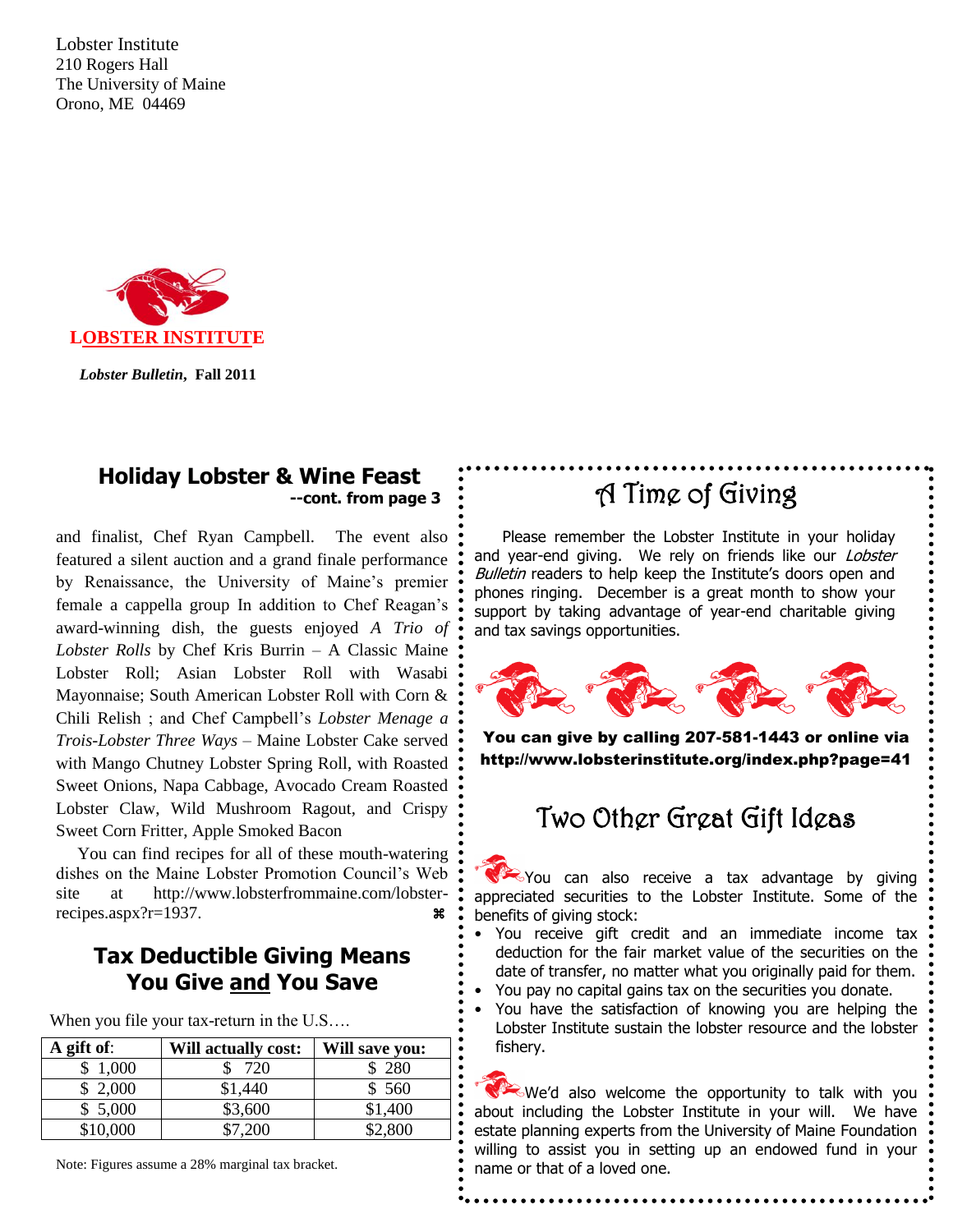Lobster Institute
210 Rogers Hall
The University of Maine
Orono, ME 04469

**LOBSTER INSTITUTE**

***Lobster Bulletin*, Fall 2011**

## Holiday Lobster & Wine Feast

**--cont. from page 3**

and finalist, Chef Ryan Campbell. The event also featured a silent auction and a grand finale performance by Renaissance, the University of Maine's premier female a cappella group In addition to Chef Reagan's award-winning dish, the guests enjoyed *A Trio of Lobster Rolls* by Chef Kris Burrin – A Classic Maine Lobster Roll; Asian Lobster Roll with Wasabi Mayonnaise; South American Lobster Roll with Corn & Chili Relish ; and Chef Campbell's *Lobster Menage a Trois-Lobster Three Ways* – Maine Lobster Cake served with Mango Chutney Lobster Spring Roll, with Roasted Sweet Onions, Napa Cabbage, Avocado Cream Roasted Lobster Claw, Wild Mushroom Ragout, and Crispy Sweet Corn Fritter, Apple Smoked Bacon

You can find recipes for all of these mouth-watering dishes on the Maine Lobster Promotion Council's Web site at http://www.lobsterfrommaine.com/lobster-recipes.aspx?r=1937. ⌘

## Tax Deductible Giving Means You Give and You Save

When you file your tax-return in the U.S….

| A gift of: | Will actually cost: | Will save you: |
|---|---|---|
| $ 1,000 | $ 720 | $ 280 |
| $ 2,000 | $1,440 | $ 560 |
| $ 5,000 | $3,600 | $1,400 |
| $10,000 | $7,200 | $2,800 |

Note: Figures assume a 28% marginal tax bracket.

## A Time of Giving

Please remember the Lobster Institute in your holiday and year-end giving. We rely on friends like our *Lobster Bulletin* readers to help keep the Institute's doors open and phones ringing. December is a great month to show your support by taking advantage of year-end charitable giving and tax savings opportunities.

**You can give by calling 207-581-1443 or online via http://www.lobsterinstitute.org/index.php?page=41**

## Two Other Great Gift Ideas

You can also receive a tax advantage by giving appreciated securities to the Lobster Institute. Some of the benefits of giving stock:

- You receive gift credit and an immediate income tax deduction for the fair market value of the securities on the date of transfer, no matter what you originally paid for them.
- You pay no capital gains tax on the securities you donate.
- You have the satisfaction of knowing you are helping the Lobster Institute sustain the lobster resource and the lobster fishery.

We'd also welcome the opportunity to talk with you about including the Lobster Institute in your will. We have estate planning experts from the University of Maine Foundation willing to assist you in setting up an endowed fund in your name or that of a loved one.